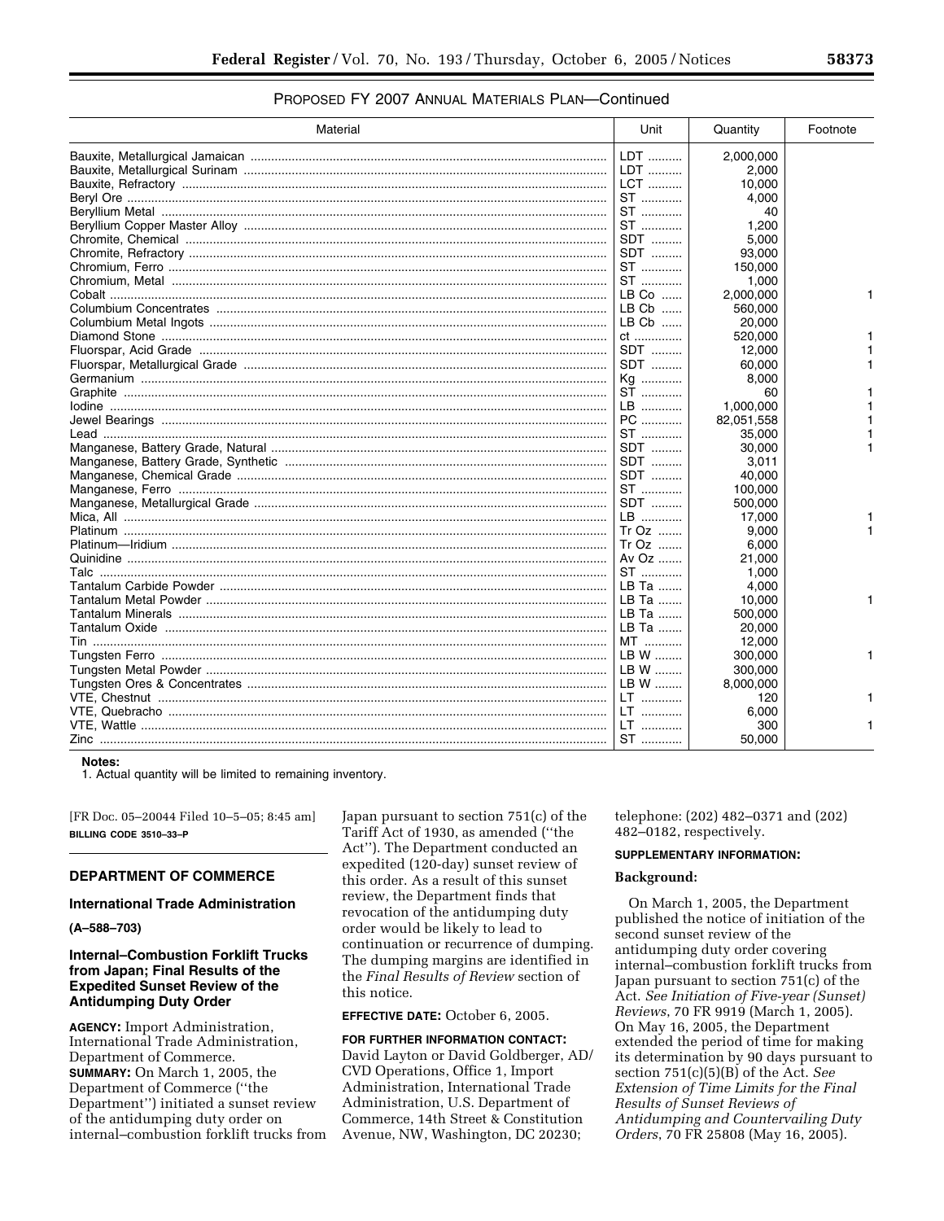PROPOSED FY 2007 ANNUAL MATERIALS PLAN—Continued

| Material | Unit | Quantity | Footnote |
|---|---|---|---|
| Bauxite, Metallurgical Jamaican | LDT | 2,000,000 | |
| Bauxite, Metallurgical Surinam | LDT | 2,000 | |
| Bauxite, Refractory | LCT | 10,000 | |
| Beryl Ore | ST | 4,000 | |
| Beryllium Metal | ST | 40 | |
| Beryllium Copper Master Alloy | ST | 1,200 | |
| Chromite, Chemical | SDT | 5,000 | |
| Chromite, Refractory | SDT | 93,000 | |
| Chromium, Ferro | ST | 150,000 | |
| Chromium, Metal | ST | 1,000 | |
| Cobalt | LB Co | 2,000,000 | 1 |
| Columbium Concentrates | LB Cb | 560,000 | |
| Columbium Metal Ingots | LB Cb | 20,000 | |
| Diamond Stone | ct | 520,000 | 1 |
| Fluorspar, Acid Grade | SDT | 12,000 | 1 |
| Fluorspar, Metallurgical Grade | SDT | 60,000 | 1 |
| Germanium | Kg | 8,000 | |
| Graphite | ST | 60 | 1 |
| Iodine | LB | 1,000,000 | 1 |
| Jewel Bearings | PC | 82,051,558 | 1 |
| Lead | ST | 35,000 | 1 |
| Manganese, Battery Grade, Natural | SDT | 30,000 | 1 |
| Manganese, Battery Grade, Synthetic | SDT | 3,011 | |
| Manganese, Chemical Grade | SDT | 40,000 | |
| Manganese, Ferro | ST | 100,000 | |
| Manganese, Metallurgical Grade | SDT | 500,000 | |
| Mica, All | LB | 17,000 | 1 |
| Platinum | Tr Oz | 9,000 | 1 |
| Platinum—Iridium | Tr Oz | 6,000 | |
| Quinidine | Av Oz | 21,000 | |
| Talc | ST | 1,000 | |
| Tantalum Carbide Powder | LB Ta | 4,000 | |
| Tantalum Metal Powder | LB Ta | 10,000 | 1 |
| Tantalum Minerals | LB Ta | 500,000 | |
| Tantalum Oxide | LB Ta | 20,000 | |
| Tin | MT | 12,000 | |
| Tungsten Ferro | LB W | 300,000 | 1 |
| Tungsten Metal Powder | LB W | 300,000 | |
| Tungsten Ores & Concentrates | LB W | 8,000,000 | |
| VTE, Chestnut | LT | 120 | 1 |
| VTE, Quebracho | LT | 6,000 | |
| VTE, Wattle | LT | 300 | 1 |
| Zinc | ST | 50,000 | |

**Notes:**

1. Actual quantity will be limited to remaining inventory.

[FR Doc. 05–20044 Filed 10–5–05; 8:45 am]

**BILLING CODE 3510–33–P**

## DEPARTMENT OF COMMERCE

### International Trade Administration

**(A–588–703)**

### Internal–Combustion Forklift Trucks from Japan; Final Results of the Expedited Sunset Review of the Antidumping Duty Order

**AGENCY:** Import Administration, International Trade Administration, Department of Commerce.

**SUMMARY:** On March 1, 2005, the Department of Commerce (''the Department'') initiated a sunset review of the antidumping duty order on internal–combustion forklift trucks from Japan pursuant to section 751(c) of the Tariff Act of 1930, as amended (''the Act''). The Department conducted an expedited (120-day) sunset review of this order. As a result of this sunset review, the Department finds that revocation of the antidumping duty order would be likely to lead to continuation or recurrence of dumping. The dumping margins are identified in the *Final Results of Review* section of this notice.

**EFFECTIVE DATE:** October 6, 2005.

**FOR FURTHER INFORMATION CONTACT:** David Layton or David Goldberger, AD/CVD Operations, Office 1, Import Administration, International Trade Administration, U.S. Department of Commerce, 14th Street & Constitution Avenue, NW, Washington, DC 20230; telephone: (202) 482–0371 and (202) 482–0182, respectively.

**SUPPLEMENTARY INFORMATION:**

**Background:**

On March 1, 2005, the Department published the notice of initiation of the second sunset review of the antidumping duty order covering internal–combustion forklift trucks from Japan pursuant to section 751(c) of the Act. *See Initiation of Five-year (Sunset) Reviews*, 70 FR 9919 (March 1, 2005). On May 16, 2005, the Department extended the period of time for making its determination by 90 days pursuant to section 751(c)(5)(B) of the Act. *See Extension of Time Limits for the Final Results of Sunset Reviews of Antidumping and Countervailing Duty Orders*, 70 FR 25808 (May 16, 2005).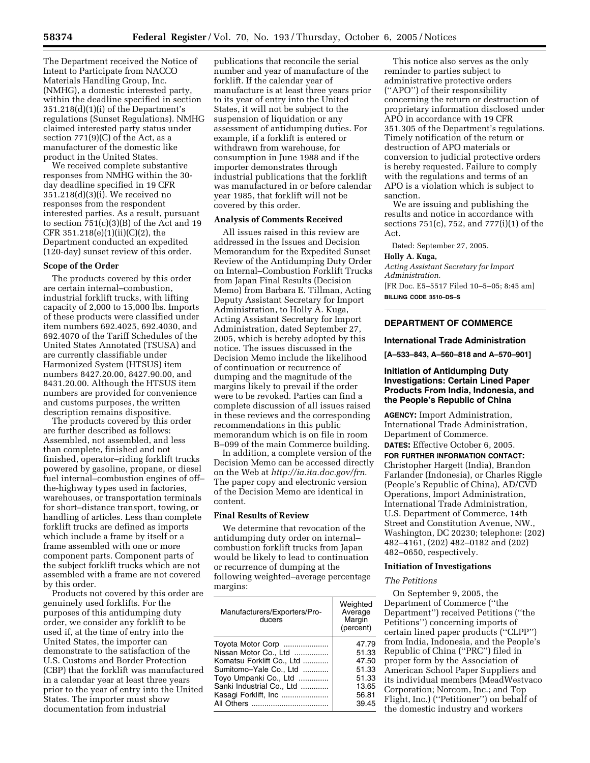The Department received the Notice of Intent to Participate from NACCO Materials Handling Group, Inc. (NMHG), a domestic interested party, within the deadline specified in section 351.218(d)(1)(i) of the Department's regulations (Sunset Regulations). NMHG claimed interested party status under section 771(9)(C) of the Act, as a manufacturer of the domestic like product in the United States.

We received complete substantive responses from NMHG within the 30-day deadline specified in 19 CFR 351.218(d)(3)(i). We received no responses from the respondent interested parties. As a result, pursuant to section 751(c)(3)(B) of the Act and 19 CFR 351.218(e)(1)(ii)(C)(2), the Department conducted an expedited (120-day) sunset review of this order.

### Scope of the Order

The products covered by this order are certain internal–combustion, industrial forklift trucks, with lifting capacity of 2,000 to 15,000 lbs. Imports of these products were classified under item numbers 692.4025, 692.4030, and 692.4070 of the Tariff Schedules of the United States Annotated (TSUSA) and are currently classifiable under Harmonized System (HTSUS) item numbers 8427.20.00, 8427.90.00, and 8431.20.00. Although the HTSUS item numbers are provided for convenience and customs purposes, the written description remains dispositive.

The products covered by this order are further described as follows: Assembled, not assembled, and less than complete, finished and not finished, operator–riding forklift trucks powered by gasoline, propane, or diesel fuel internal–combustion engines of off–the-highway types used in factories, warehouses, or transportation terminals for short–distance transport, towing, or handling of articles. Less than complete forklift trucks are defined as imports which include a frame by itself or a frame assembled with one or more component parts. Component parts of the subject forklift trucks which are not assembled with a frame are not covered by this order.

Products not covered by this order are genuinely used forklifts. For the purposes of this antidumping duty order, we consider any forklift to be used if, at the time of entry into the United States, the importer can demonstrate to the satisfaction of the U.S. Customs and Border Protection (CBP) that the forklift was manufactured in a calendar year at least three years prior to the year of entry into the United States. The importer must show documentation from industrial publications that reconcile the serial number and year of manufacture of the forklift. If the calendar year of manufacture is at least three years prior to its year of entry into the United States, it will not be subject to the suspension of liquidation or any assessment of antidumping duties. For example, if a forklift is entered or withdrawn from warehouse, for consumption in June 1988 and if the importer demonstrates through industrial publications that the forklift was manufactured in or before calendar year 1985, that forklift will not be covered by this order.

### Analysis of Comments Received

All issues raised in this review are addressed in the Issues and Decision Memorandum for the Expedited Sunset Review of the Antidumping Duty Order on Internal–Combustion Forklift Trucks from Japan Final Results (Decision Memo) from Barbara E. Tillman, Acting Deputy Assistant Secretary for Import Administration, to Holly A. Kuga, Acting Assistant Secretary for Import Administration, dated September 27, 2005, which is hereby adopted by this notice. The issues discussed in the Decision Memo include the likelihood of continuation or recurrence of dumping and the magnitude of the margins likely to prevail if the order were to be revoked. Parties can find a complete discussion of all issues raised in these reviews and the corresponding recommendations in this public memorandum which is on file in room B–099 of the main Commerce building.

In addition, a complete version of the Decision Memo can be accessed directly on the Web at *http://ia.ita.doc.gov/frn*. The paper copy and electronic version of the Decision Memo are identical in content.

### Final Results of Review

We determine that revocation of the antidumping duty order on internal–combustion forklift trucks from Japan would be likely to lead to continuation or recurrence of dumping at the following weighted–average percentage margins:

| Manufacturers/Exporters/Producers | Weighted Average Margin (percent) |
|---|---|
| Toyota Motor Corp | 47.79 |
| Nissan Motor Co., Ltd | 51.33 |
| Komatsu Forklift Co., Ltd | 47.50 |
| Sumitomo–Yale Co., Ltd | 51.33 |
| Toyo Umpanki Co., Ltd | 51.33 |
| Sanki Industrial Co., Ltd | 13.65 |
| Kasagi Forklift, Inc | 56.81 |
| All Others | 39.45 |

This notice also serves as the only reminder to parties subject to administrative protective orders (''APO'') of their responsibility concerning the return or destruction of proprietary information disclosed under APO in accordance with 19 CFR 351.305 of the Department's regulations. Timely notification of the return or destruction of APO materials or conversion to judicial protective orders is hereby requested. Failure to comply with the regulations and terms of an APO is a violation which is subject to sanction.

We are issuing and publishing the results and notice in accordance with sections 751(c), 752, and 777(i)(1) of the Act.

Dated: September 27, 2005.

**Holly A. Kuga,**

*Acting Assistant Secretary for Import Administration.*

[FR Doc. E5–5517 Filed 10–5–05; 8:45 am]

**BILLING CODE 3510–DS–S**

## DEPARTMENT OF COMMERCE

### International Trade Administration

**[A–533–843, A–560–818 and A–570–901]**

### Initiation of Antidumping Duty Investigations: Certain Lined Paper Products From India, Indonesia, and the People's Republic of China

**AGENCY:** Import Administration, International Trade Administration, Department of Commerce.

**DATES:** Effective October 6, 2005.

**FOR FURTHER INFORMATION CONTACT:** Christopher Hargett (India), Brandon Farlander (Indonesia), or Charles Riggle (People's Republic of China), AD/CVD Operations, Import Administration, International Trade Administration, U.S. Department of Commerce, 14th Street and Constitution Avenue, NW., Washington, DC 20230; telephone: (202) 482–4161, (202) 482–0182 and (202) 482–0650, respectively.

### Initiation of Investigations

*The Petitions*

On September 9, 2005, the Department of Commerce (''the Department'') received Petitions (''the Petitions'') concerning imports of certain lined paper products (''CLPP'') from India, Indonesia, and the People's Republic of China (''PRC'') filed in proper form by the Association of American School Paper Suppliers and its individual members (MeadWestvaco Corporation; Norcom, Inc.; and Top Flight, Inc.) (''Petitioner'') on behalf of the domestic industry and workers